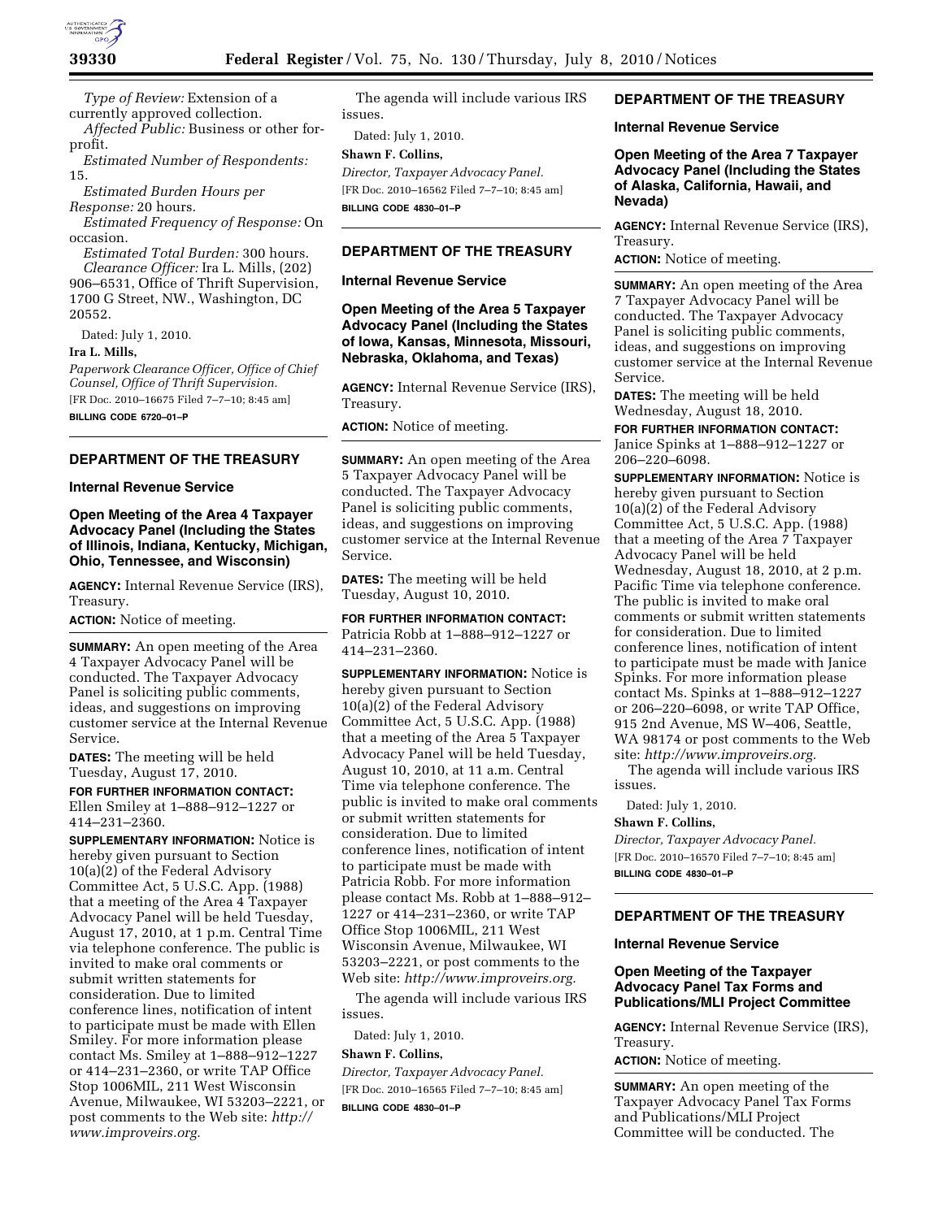*Type of Review:* Extension of a currently approved collection.

*Affected Public:* Business or other for-profit.

*Estimated Number of Respondents:* 15.

*Estimated Burden Hours per Response:* 20 hours.

*Estimated Frequency of Response:* On occasion.

*Estimated Total Burden:* 300 hours.

*Clearance Officer:* Ira L. Mills, (202) 906–6531, Office of Thrift Supervision, 1700 G Street, NW., Washington, DC 20552.

Dated: July 1, 2010.

**Ira L. Mills,**

*Paperwork Clearance Officer, Office of Chief Counsel, Office of Thrift Supervision.*

[FR Doc. 2010–16675 Filed 7–7–10; 8:45 am]

**BILLING CODE 6720–01–P**

## DEPARTMENT OF THE TREASURY

### Internal Revenue Service

### Open Meeting of the Area 4 Taxpayer Advocacy Panel (Including the States of Illinois, Indiana, Kentucky, Michigan, Ohio, Tennessee, and Wisconsin)

**AGENCY:** Internal Revenue Service (IRS), Treasury.

**ACTION:** Notice of meeting.

**SUMMARY:** An open meeting of the Area 4 Taxpayer Advocacy Panel will be conducted. The Taxpayer Advocacy Panel is soliciting public comments, ideas, and suggestions on improving customer service at the Internal Revenue Service.

**DATES:** The meeting will be held Tuesday, August 17, 2010.

**FOR FURTHER INFORMATION CONTACT:** Ellen Smiley at 1–888–912–1227 or 414–231–2360.

**SUPPLEMENTARY INFORMATION:** Notice is hereby given pursuant to Section 10(a)(2) of the Federal Advisory Committee Act, 5 U.S.C. App. (1988) that a meeting of the Area 4 Taxpayer Advocacy Panel will be held Tuesday, August 17, 2010, at 1 p.m. Central Time via telephone conference. The public is invited to make oral comments or submit written statements for consideration. Due to limited conference lines, notification of intent to participate must be made with Ellen Smiley. For more information please contact Ms. Smiley at 1–888–912–1227 or 414–231–2360, or write TAP Office Stop 1006MIL, 211 West Wisconsin Avenue, Milwaukee, WI 53203–2221, or post comments to the Web site: *http://www.improveirs.org.*

The agenda will include various IRS issues.

Dated: July 1, 2010.

**Shawn F. Collins,**

*Director, Taxpayer Advocacy Panel.*

[FR Doc. 2010–16562 Filed 7–7–10; 8:45 am]

**BILLING CODE 4830–01–P**

## DEPARTMENT OF THE TREASURY

### Internal Revenue Service

### Open Meeting of the Area 5 Taxpayer Advocacy Panel (Including the States of Iowa, Kansas, Minnesota, Missouri, Nebraska, Oklahoma, and Texas)

**AGENCY:** Internal Revenue Service (IRS), Treasury.

**ACTION:** Notice of meeting.

**SUMMARY:** An open meeting of the Area 5 Taxpayer Advocacy Panel will be conducted. The Taxpayer Advocacy Panel is soliciting public comments, ideas, and suggestions on improving customer service at the Internal Revenue Service.

**DATES:** The meeting will be held Tuesday, August 10, 2010.

**FOR FURTHER INFORMATION CONTACT:** Patricia Robb at 1–888–912–1227 or 414–231–2360.

**SUPPLEMENTARY INFORMATION:** Notice is hereby given pursuant to Section 10(a)(2) of the Federal Advisory Committee Act, 5 U.S.C. App. (1988) that a meeting of the Area 5 Taxpayer Advocacy Panel will be held Tuesday, August 10, 2010, at 11 a.m. Central Time via telephone conference. The public is invited to make oral comments or submit written statements for consideration. Due to limited conference lines, notification of intent to participate must be made with Patricia Robb. For more information please contact Ms. Robb at 1–888–912–1227 or 414–231–2360, or write TAP Office Stop 1006MIL, 211 West Wisconsin Avenue, Milwaukee, WI 53203–2221, or post comments to the Web site: *http://www.improveirs.org.*

The agenda will include various IRS issues.

Dated: July 1, 2010.

**Shawn F. Collins,**

*Director, Taxpayer Advocacy Panel.*

[FR Doc. 2010–16565 Filed 7–7–10; 8:45 am]

**BILLING CODE 4830–01–P**

## DEPARTMENT OF THE TREASURY

### Internal Revenue Service

### Open Meeting of the Area 7 Taxpayer Advocacy Panel (Including the States of Alaska, California, Hawaii, and Nevada)

**AGENCY:** Internal Revenue Service (IRS), Treasury.

**ACTION:** Notice of meeting.

**SUMMARY:** An open meeting of the Area 7 Taxpayer Advocacy Panel will be conducted. The Taxpayer Advocacy Panel is soliciting public comments, ideas, and suggestions on improving customer service at the Internal Revenue Service.

**DATES:** The meeting will be held Wednesday, August 18, 2010.

**FOR FURTHER INFORMATION CONTACT:** Janice Spinks at 1–888–912–1227 or 206–220–6098.

**SUPPLEMENTARY INFORMATION:** Notice is hereby given pursuant to Section 10(a)(2) of the Federal Advisory Committee Act, 5 U.S.C. App. (1988) that a meeting of the Area 7 Taxpayer Advocacy Panel will be held Wednesday, August 18, 2010, at 2 p.m. Pacific Time via telephone conference. The public is invited to make oral comments or submit written statements for consideration. Due to limited conference lines, notification of intent to participate must be made with Janice Spinks. For more information please contact Ms. Spinks at 1–888–912–1227 or 206–220–6098, or write TAP Office, 915 2nd Avenue, MS W–406, Seattle, WA 98174 or post comments to the Web site: *http://www.improveirs.org.*

The agenda will include various IRS issues.

Dated: July 1, 2010.

**Shawn F. Collins,**

*Director, Taxpayer Advocacy Panel.*

[FR Doc. 2010–16570 Filed 7–7–10; 8:45 am]

**BILLING CODE 4830–01–P**

## DEPARTMENT OF THE TREASURY

### Internal Revenue Service

### Open Meeting of the Taxpayer Advocacy Panel Tax Forms and Publications/MLI Project Committee

**AGENCY:** Internal Revenue Service (IRS), Treasury.

**ACTION:** Notice of meeting.

**SUMMARY:** An open meeting of the Taxpayer Advocacy Panel Tax Forms and Publications/MLI Project Committee will be conducted. The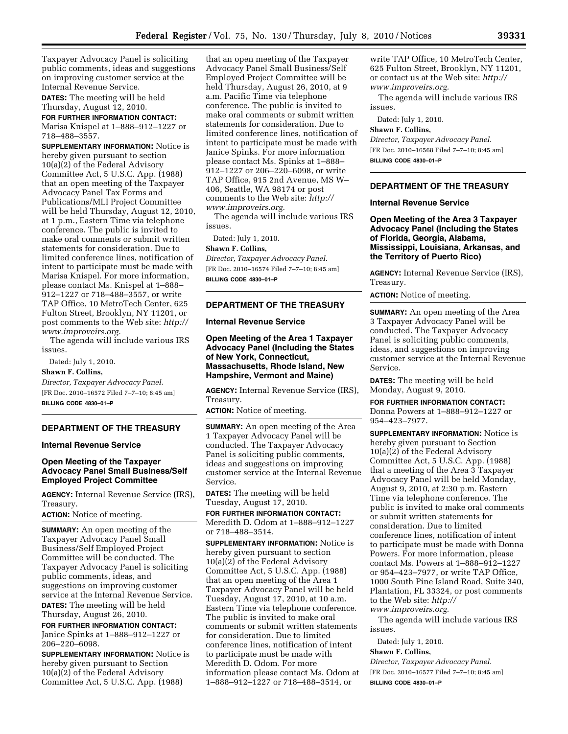Taxpayer Advocacy Panel is soliciting public comments, ideas and suggestions on improving customer service at the Internal Revenue Service.

**DATES:** The meeting will be held Thursday, August 12, 2010.

**FOR FURTHER INFORMATION CONTACT:** Marisa Knispel at 1–888–912–1227 or 718–488–3557.

**SUPPLEMENTARY INFORMATION:** Notice is hereby given pursuant to section 10(a)(2) of the Federal Advisory Committee Act, 5 U.S.C. App. (1988) that an open meeting of the Taxpayer Advocacy Panel Tax Forms and Publications/MLI Project Committee will be held Thursday, August 12, 2010, at 1 p.m., Eastern Time via telephone conference. The public is invited to make oral comments or submit written statements for consideration. Due to limited conference lines, notification of intent to participate must be made with Marisa Knispel. For more information, please contact Ms. Knispel at 1–888–912–1227 or 718–488–3557, or write TAP Office, 10 MetroTech Center, 625 Fulton Street, Brooklyn, NY 11201, or post comments to the Web site: *http://www.improveirs.org.*

The agenda will include various IRS issues.

Dated: July 1, 2010.

**Shawn F. Collins,**

*Director, Taxpayer Advocacy Panel.*

[FR Doc. 2010–16572 Filed 7–7–10; 8:45 am]

**BILLING CODE 4830–01–P**

## DEPARTMENT OF THE TREASURY

### Internal Revenue Service

### Open Meeting of the Taxpayer Advocacy Panel Small Business/Self Employed Project Committee

**AGENCY:** Internal Revenue Service (IRS), Treasury.

**ACTION:** Notice of meeting.

**SUMMARY:** An open meeting of the Taxpayer Advocacy Panel Small Business/Self Employed Project Committee will be conducted. The Taxpayer Advocacy Panel is soliciting public comments, ideas, and suggestions on improving customer service at the Internal Revenue Service.

**DATES:** The meeting will be held Thursday, August 26, 2010.

**FOR FURTHER INFORMATION CONTACT:** Janice Spinks at 1–888–912–1227 or 206–220–6098.

**SUPPLEMENTARY INFORMATION:** Notice is hereby given pursuant to Section 10(a)(2) of the Federal Advisory Committee Act, 5 U.S.C. App. (1988) that an open meeting of the Taxpayer Advocacy Panel Small Business/Self Employed Project Committee will be held Thursday, August 26, 2010, at 9 a.m. Pacific Time via telephone conference. The public is invited to make oral comments or submit written statements for consideration. Due to limited conference lines, notification of intent to participate must be made with Janice Spinks. For more information please contact Ms. Spinks at 1–888–912–1227 or 206–220–6098, or write TAP Office, 915 2nd Avenue, MS W–406, Seattle, WA 98174 or post comments to the Web site: *http://www.improveirs.org.*

The agenda will include various IRS issues.

Dated: July 1, 2010.

**Shawn F. Collins,**

*Director, Taxpayer Advocacy Panel.*

[FR Doc. 2010–16574 Filed 7–7–10; 8:45 am]

**BILLING CODE 4830–01–P**

## DEPARTMENT OF THE TREASURY

### Internal Revenue Service

### Open Meeting of the Area 1 Taxpayer Advocacy Panel (Including the States of New York, Connecticut, Massachusetts, Rhode Island, New Hampshire, Vermont and Maine)

**AGENCY:** Internal Revenue Service (IRS), Treasury.

**ACTION:** Notice of meeting.

**SUMMARY:** An open meeting of the Area 1 Taxpayer Advocacy Panel will be conducted. The Taxpayer Advocacy Panel is soliciting public comments, ideas and suggestions on improving customer service at the Internal Revenue Service.

**DATES:** The meeting will be held Tuesday, August 17, 2010.

**FOR FURTHER INFORMATION CONTACT:** Meredith D. Odom at 1–888–912–1227 or 718–488–3514.

**SUPPLEMENTARY INFORMATION:** Notice is hereby given pursuant to section 10(a)(2) of the Federal Advisory Committee Act, 5 U.S.C. App. (1988) that an open meeting of the Area 1 Taxpayer Advocacy Panel will be held Tuesday, August 17, 2010, at 10 a.m. Eastern Time via telephone conference. The public is invited to make oral comments or submit written statements for consideration. Due to limited conference lines, notification of intent to participate must be made with Meredith D. Odom. For more information please contact Ms. Odom at 1–888–912–1227 or 718–488–3514, or write TAP Office, 10 MetroTech Center, 625 Fulton Street, Brooklyn, NY 11201, or contact us at the Web site: *http://www.improveirs.org.*

The agenda will include various IRS issues.

Dated: July 1, 2010.

**Shawn F. Collins,**

*Director, Taxpayer Advocacy Panel.*

[FR Doc. 2010–16568 Filed 7–7–10; 8:45 am]

**BILLING CODE 4830–01–P**

## DEPARTMENT OF THE TREASURY

### Internal Revenue Service

### Open Meeting of the Area 3 Taxpayer Advocacy Panel (Including the States of Florida, Georgia, Alabama, Mississippi, Louisiana, Arkansas, and the Territory of Puerto Rico)

**AGENCY:** Internal Revenue Service (IRS), Treasury.

**ACTION:** Notice of meeting.

**SUMMARY:** An open meeting of the Area 3 Taxpayer Advocacy Panel will be conducted. The Taxpayer Advocacy Panel is soliciting public comments, ideas, and suggestions on improving customer service at the Internal Revenue Service.

**DATES:** The meeting will be held Monday, August 9, 2010.

**FOR FURTHER INFORMATION CONTACT:** Donna Powers at 1–888–912–1227 or 954–423–7977.

**SUPPLEMENTARY INFORMATION:** Notice is hereby given pursuant to Section 10(a)(2) of the Federal Advisory Committee Act, 5 U.S.C. App. (1988) that a meeting of the Area 3 Taxpayer Advocacy Panel will be held Monday, August 9, 2010, at 2:30 p.m. Eastern Time via telephone conference. The public is invited to make oral comments or submit written statements for consideration. Due to limited conference lines, notification of intent to participate must be made with Donna Powers. For more information, please contact Ms. Powers at 1–888–912–1227 or 954–423–7977, or write TAP Office, 1000 South Pine Island Road, Suite 340, Plantation, FL 33324, or post comments to the Web site: *http://www.improveirs.org.*

The agenda will include various IRS issues.

Dated: July 1, 2010.

**Shawn F. Collins,**

*Director, Taxpayer Advocacy Panel.*

[FR Doc. 2010–16577 Filed 7–7–10; 8:45 am]

**BILLING CODE 4830–01–P**